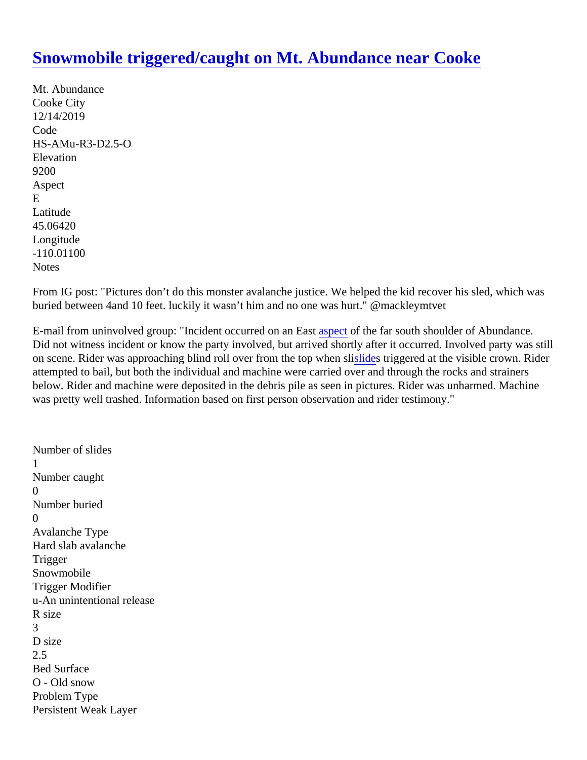# Snowmobile triggered/caught on Mt. Abundance near Cooke

Mt. Abundance
Cooke City
12/14/2019
Code
HS-AMu-R3-D2.5-O
Elevation
9200
Aspect
E
Latitude
45.06420
Longitude
-110.01100
Notes

From IG post: "Pictures don't do this monster avalanche justice. We helped the kid recover his sled, which was buried between 4and 10 feet. luckily it wasn't him and no one was hurt." @mackleymtvet

E-mail from uninvolved group: "Incident occurred on an East aspect of the far south shoulder of Abundance. Did not witness incident or know the party involved, but arrived shortly after it occurred. Involved party was still on scene. Rider was approaching blind roll over from the top when slislides triggered at the visible crown. Rider attempted to bail, but both the individual and machine were carried over and through the rocks and strainers below. Rider and machine were deposited in the debris pile as seen in pictures. Rider was unharmed. Machine was pretty well trashed. Information based on first person observation and rider testimony."

Number of slides
1
Number caught
0
Number buried
0
Avalanche Type
Hard slab avalanche
Trigger
Snowmobile
Trigger Modifier
u-An unintentional release
R size
3
D size
2.5
Bed Surface
O - Old snow
Problem Type
Persistent Weak Layer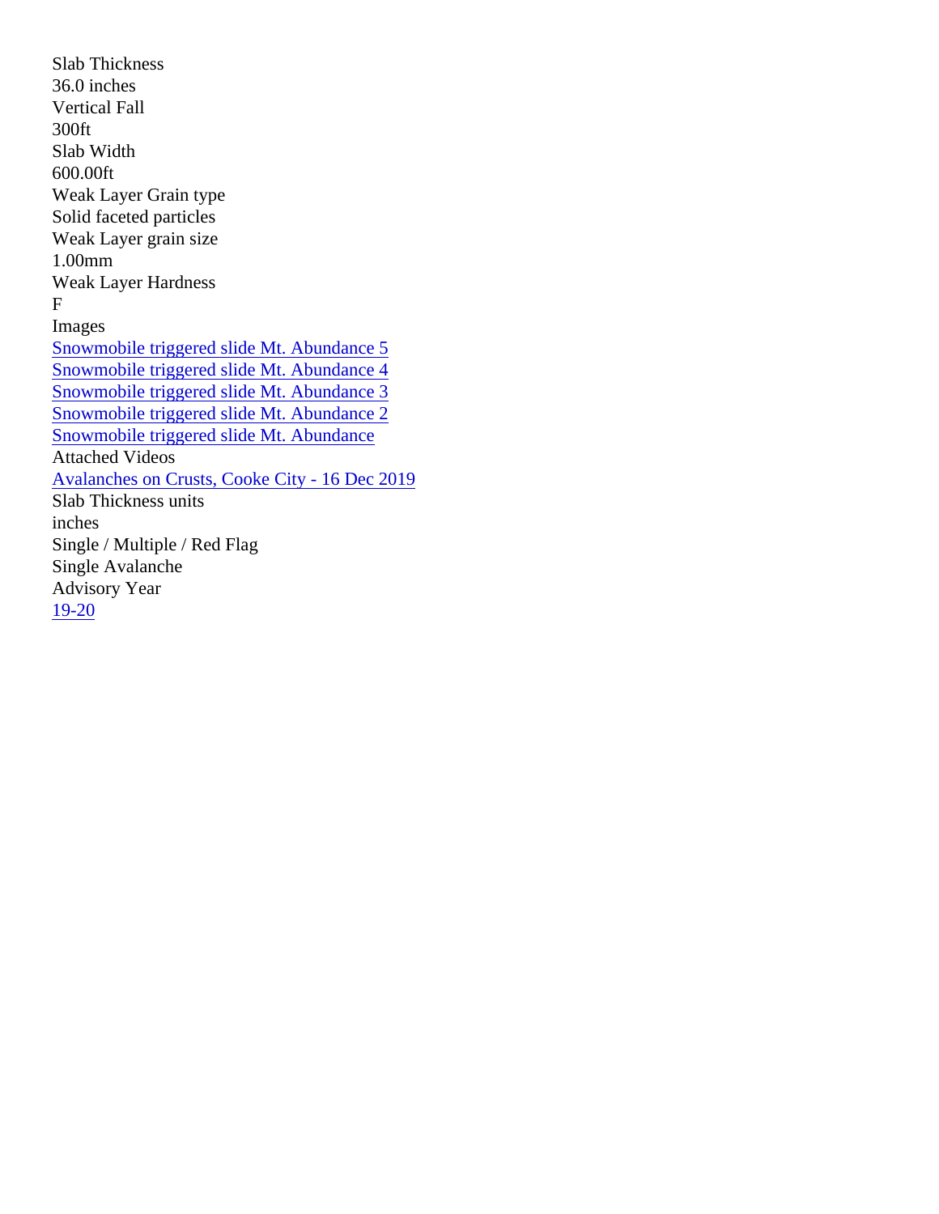Slab Thickness
36.0 inches
Vertical Fall
300ft
Slab Width
600.00ft
Weak Layer Grain type
Solid faceted particles
Weak Layer grain size
1.00mm
Weak Layer Hardness
F
Images
Snowmobile triggered slide Mt. Abundance 5
Snowmobile triggered slide Mt. Abundance 4
Snowmobile triggered slide Mt. Abundance 3
Snowmobile triggered slide Mt. Abundance 2
Snowmobile triggered slide Mt. Abundance
Attached Videos
Avalanches on Crusts, Cooke City - 16 Dec 2019
Slab Thickness units
inches
Single / Multiple / Red Flag
Single Avalanche
Advisory Year
19-20